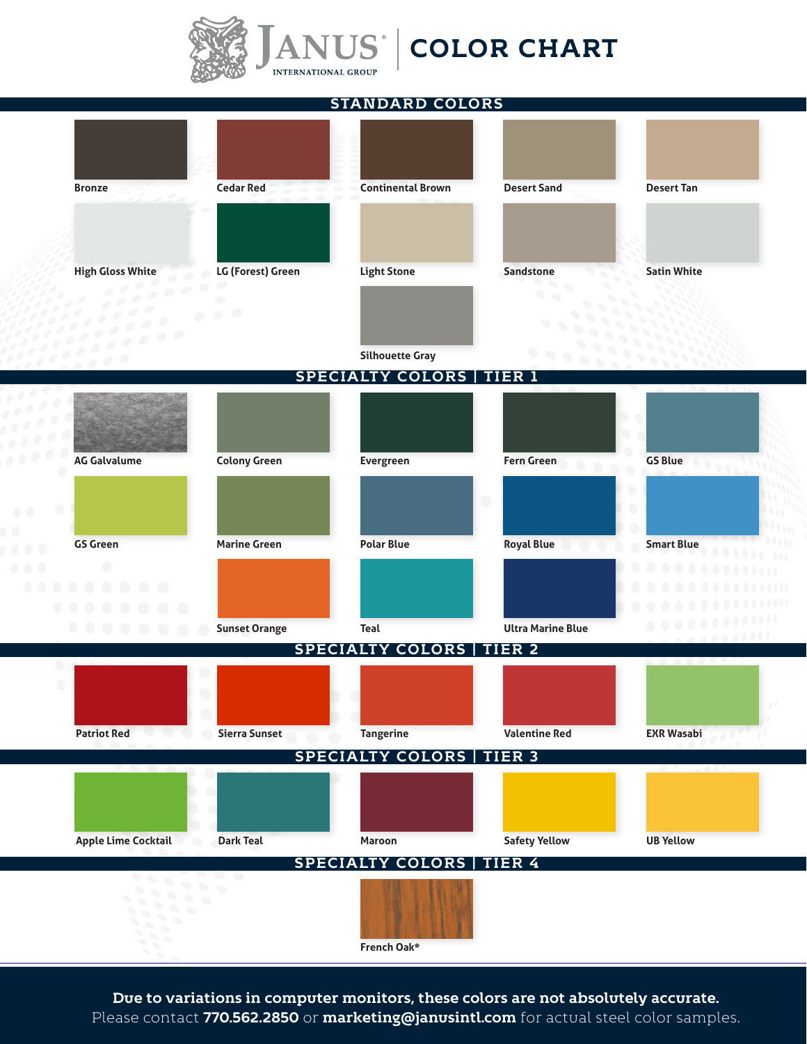# JANUS INTERNATIONAL GROUP | COLOR CHART

## STANDARD COLORS

- Bronze
- Cedar Red
- Continental Brown
- Desert Sand
- Desert Tan
- High Gloss White
- LG (Forest) Green
- Light Stone
- Sandstone
- Satin White
- Silhouette Gray

## SPECIALTY COLORS | TIER 1

- AG Galvalume
- Colony Green
- Evergreen
- Fern Green
- GS Blue
- GS Green
- Marine Green
- Polar Blue
- Royal Blue
- Smart Blue
- Sunset Orange
- Teal
- Ultra Marine Blue

## SPECIALTY COLORS | TIER 2

- Patriot Red
- Sierra Sunset
- Tangerine
- Valentine Red
- EXR Wasabi

## SPECIALTY COLORS | TIER 3

- Apple Lime Cocktail
- Dark Teal
- Maroon
- Safety Yellow
- UB Yellow

## SPECIALTY COLORS | TIER 4

- French Oak*

**Due to variations in computer monitors, these colors are not absolutely accurate.**
Please contact **770.562.2850** or **marketing@janusintl.com** for actual steel color samples.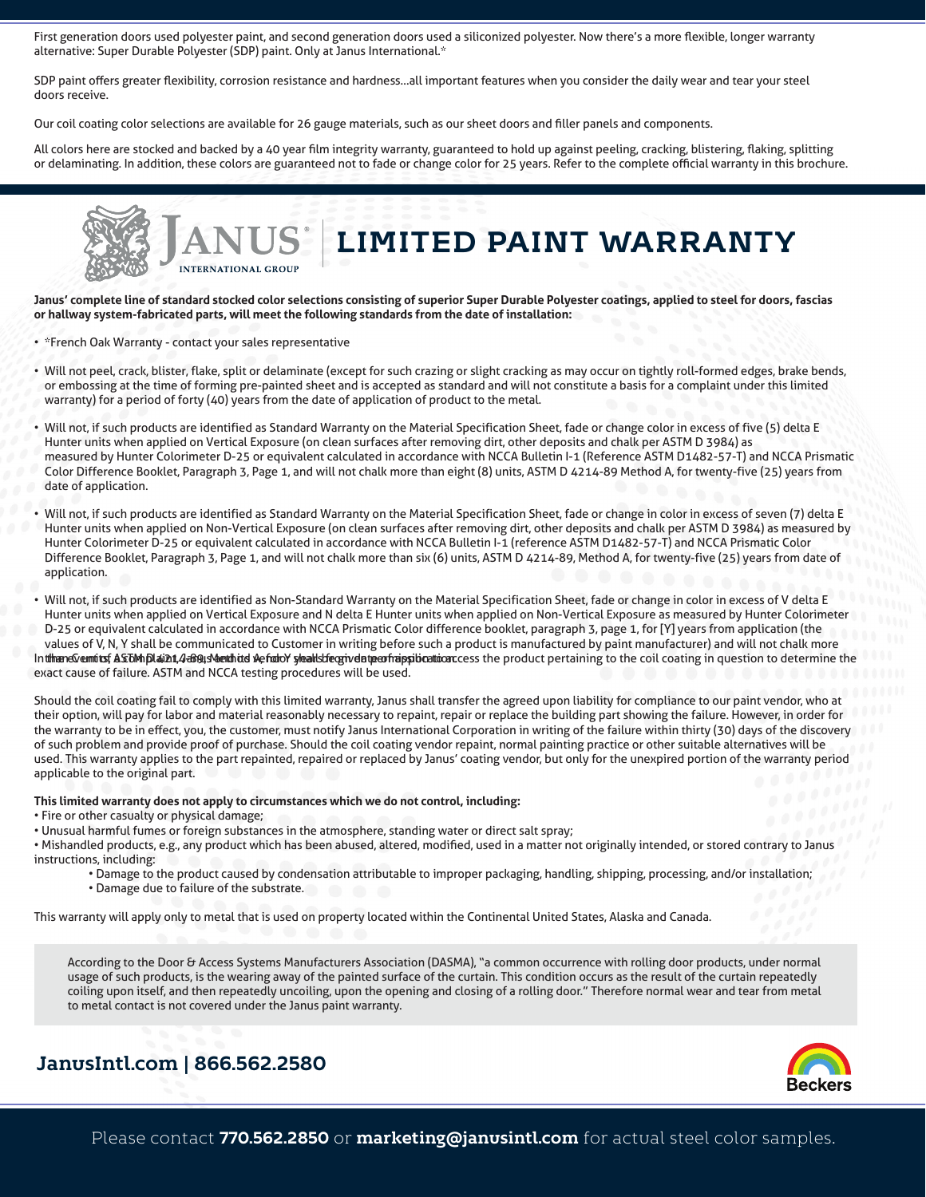First generation doors used polyester paint, and second generation doors used a siliconized polyester. Now there's a more flexible, longer warranty alternative: Super Durable Polyester (SDP) paint. Only at Janus International.*

SDP paint offers greater flexibility, corrosion resistance and hardness…all important features when you consider the daily wear and tear your steel doors receive.

Our coil coating color selections are available for 26 gauge materials, such as our sheet doors and filler panels and components.

All colors here are stocked and backed by a 40 year film integrity warranty, guaranteed to hold up against peeling, cracking, blistering, flaking, splitting or delaminating. In addition, these colors are guaranteed not to fade or change color for 25 years. Refer to the complete official warranty in this brochure.

# JANUS INTERNATIONAL GROUP | LIMITED PAINT WARRANTY

**Janus' complete line of standard stocked color selections consisting of superior Super Durable Polyester coatings, applied to steel for doors, fascias or hallway system-fabricated parts, will meet the following standards from the date of installation:**

- *French Oak Warranty - contact your sales representative
- Will not peel, crack, blister, flake, split or delaminate (except for such crazing or slight cracking as may occur on tightly roll-formed edges, brake bends, or embossing at the time of forming pre-painted sheet and is accepted as standard and will not constitute a basis for a complaint under this limited warranty) for a period of forty (40) years from the date of application of product to the metal.
- Will not, if such products are identified as Standard Warranty on the Material Specification Sheet, fade or change color in excess of five (5) delta E Hunter units when applied on Vertical Exposure (on clean surfaces after removing dirt, other deposits and chalk per ASTM D 3984) as measured by Hunter Colorimeter D-25 or equivalent calculated in accordance with NCCA Bulletin I-1 (Reference ASTM D1482-57-T) and NCCA Prismatic Color Difference Booklet, Paragraph 3, Page 1, and will not chalk more than eight (8) units, ASTM D 4214-89 Method A, for twenty-five (25) years from date of application.
- Will not, if such products are identified as Standard Warranty on the Material Specification Sheet, fade or change in color in excess of seven (7) delta E Hunter units when applied on Non-Vertical Exposure (on clean surfaces after removing dirt, other deposits and chalk per ASTM D 3984) as measured by Hunter Colorimeter D-25 or equivalent calculated in accordance with NCCA Bulletin I-1 (reference ASTM D1482-57-T) and NCCA Prismatic Color Difference Booklet, Paragraph 3, Page 1, and will not chalk more than six (6) units, ASTM D 4214-89, Method A, for twenty-five (25) years from date of application.
- Will not, if such products are identified as Non-Standard Warranty on the Material Specification Sheet, fade or change in color in excess of V delta E Hunter units when applied on Vertical Exposure and N delta E Hunter units when applied on Non-Vertical Exposure as measured by Hunter Colorimeter D-25 or equivalent calculated in accordance with NCCA Prismatic Color difference booklet, paragraph 3, page 1, for [Y] years from application (the values of V, N, Y shall be communicated to Customer in writing before such a product is manufactured by paint manufacturer) and will not chalk more than C units, ASTM D 4214-89, Method A, for Y years from date of application.

In the event of a complaint, Janus and its vendor shall be given the opportunity to access the product pertaining to the coil coating in question to determine the exact cause of failure. ASTM and NCCA testing procedures will be used.

Should the coil coating fail to comply with this limited warranty, Janus shall transfer the agreed upon liability for compliance to our paint vendor, who at their option, will pay for labor and material reasonably necessary to repaint, repair or replace the building part showing the failure. However, in order for the warranty to be in effect, you, the customer, must notify Janus International Corporation in writing of the failure within thirty (30) days of the discovery of such problem and provide proof of purchase. Should the coil coating vendor repaint, normal painting practice or other suitable alternatives will be used. This warranty applies to the part repainted, repaired or replaced by Janus' coating vendor, but only for the unexpired portion of the warranty period applicable to the original part.

**This limited warranty does not apply to circumstances which we do not control, including:**

- Fire or other casualty or physical damage;
- Unusual harmful fumes or foreign substances in the atmosphere, standing water or direct salt spray;
- Mishandled products, e.g., any product which has been abused, altered, modified, used in a matter not originally intended, or stored contrary to Janus instructions, including:
    - Damage to the product caused by condensation attributable to improper packaging, handling, shipping, processing, and/or installation;
    - Damage due to failure of the substrate.

This warranty will apply only to metal that is used on property located within the Continental United States, Alaska and Canada.

According to the Door & Access Systems Manufacturers Association (DASMA), "a common occurrence with rolling door products, under normal usage of such products, is the wearing away of the painted surface of the curtain. This condition occurs as the result of the curtain repeatedly coiling upon itself, and then repeatedly uncoiling, upon the opening and closing of a rolling door." Therefore normal wear and tear from metal to metal contact is not covered under the Janus paint warranty.

**JanusIntl.com | 866.562.2580**

Beckers

Please contact **770.562.2850** or **marketing@janusintl.com** for actual steel color samples.